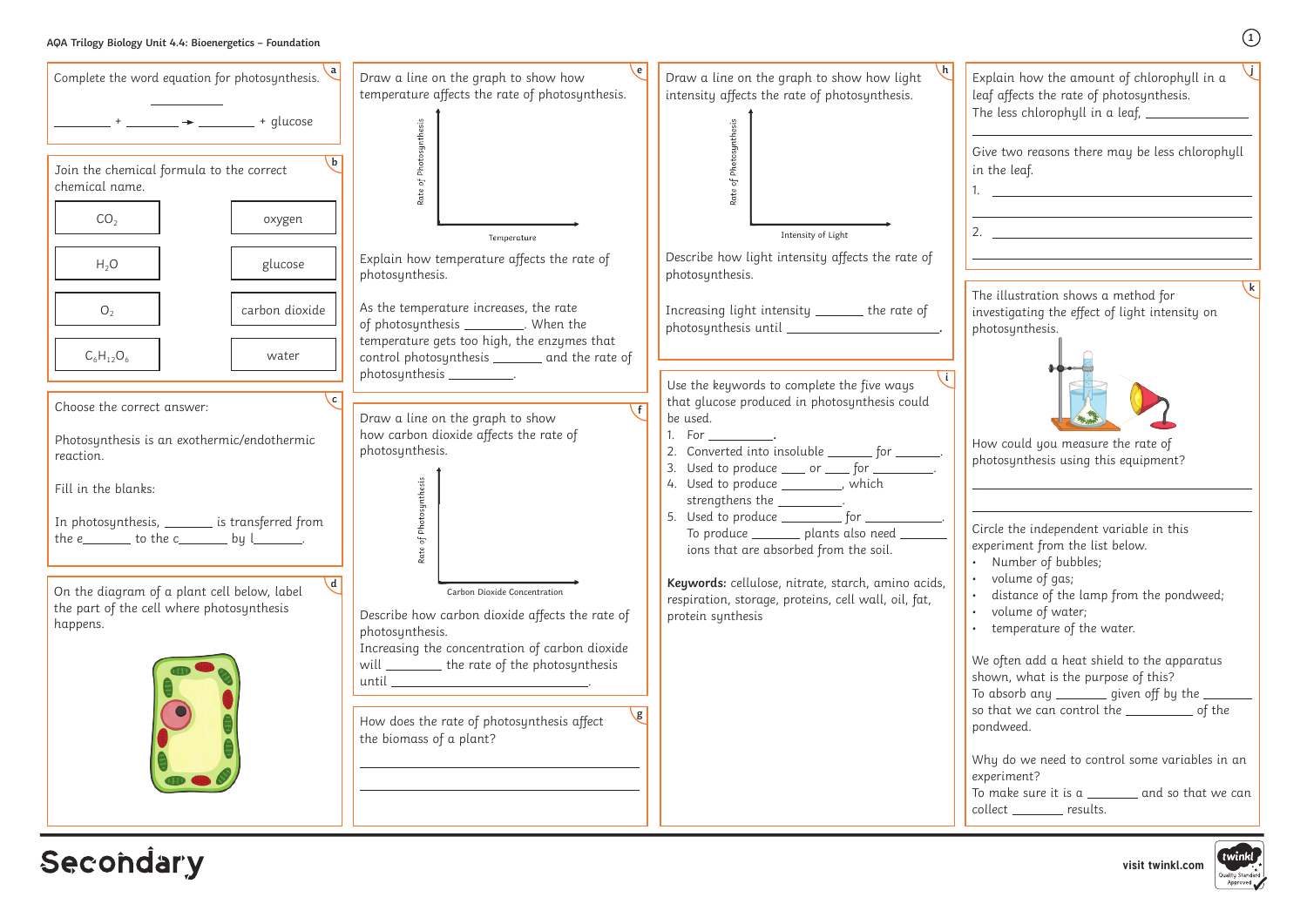# AQA Trilogy Biology Unit 4.4: Bioenergetics – Foundation

## a

Complete the word equation for photosynthesis.

_________ + _________ → _________ + glucose

(_________ above the arrow)

## b

Join the chemical formula to the correct chemical name.

| Formula | Name |
| --- | --- |
| $CO_2$ | oxygen |
| $H_2O$ | glucose |
| $O_2$ | carbon dioxide |
| $C_6H_{12}O_6$ | water |

## c

Choose the correct answer:

Photosynthesis is an exothermic/endothermic reaction.

Fill in the blanks:

In photosynthesis, _______ is transferred from the e_______ to the c_______ by l_______.

## d

On the diagram of a plant cell below, label the part of the cell where photosynthesis happens.

## e

Draw a line on the graph to show how temperature affects the rate of photosynthesis.

(Graph axes: Rate of Photosynthesis; Temperature)

Explain how temperature affects the rate of photosynthesis.

As the temperature increases, the rate of photosynthesis _________. When the temperature gets too high, the enzymes that control photosynthesis _______ and the rate of photosynthesis _________.

## f

Draw a line on the graph to show how carbon dioxide affects the rate of photosynthesis.

(Graph axes: Rate of Photosynthesis; Carbon Dioxide Concentration)

Describe how carbon dioxide affects the rate of photosynthesis.

Increasing the concentration of carbon dioxide will _________ the rate of the photosynthesis until _________________________.

## g

How does the rate of photosynthesis affect the biomass of a plant?

_________________________

_________________________

## h

Draw a line on the graph to show how light intensity affects the rate of photosynthesis.

(Graph axes: Rate of Photosynthesis; Intensity of Light)

Describe how light intensity affects the rate of photosynthesis.

Increasing light intensity _______ the rate of photosynthesis until _________________________.

## i

Use the keywords to complete the five ways that glucose produced in photosynthesis could be used.

1. For _________.
2. Converted into insoluble _______ for _______.
3. Used to produce ____ or ____ for _________.
4. Used to produce _________, which strengthens the _________.
5. Used to produce _________ for ___________. To produce _______ plants also need _______ ions that are absorbed from the soil.

**Keywords:** cellulose, nitrate, starch, amino acids, respiration, storage, proteins, cell wall, oil, fat, protein synthesis

## j

Explain how the amount of chlorophyll in a leaf affects the rate of photosynthesis.

The less chlorophyll in a leaf, _________________________

Give two reasons there may be less chlorophyll in the leaf.

1. _________________________

2. _________________________

## k

The illustration shows a method for investigating the effect of light intensity on photosynthesis.

How could you measure the rate of photosynthesis using this equipment?

_________________________

_________________________

Circle the independent variable in this experiment from the list below.

- Number of bubbles;
- volume of gas;
- distance of the lamp from the pondweed;
- volume of water;
- temperature of the water.

We often add a heat shield to the apparatus shown, what is the purpose of this?

To absorb any _______ given off by the _______ so that we can control the _________ of the pondweed.

Why do we need to control some variables in an experiment?

To make sure it is a _______ and so that we can collect _______ results.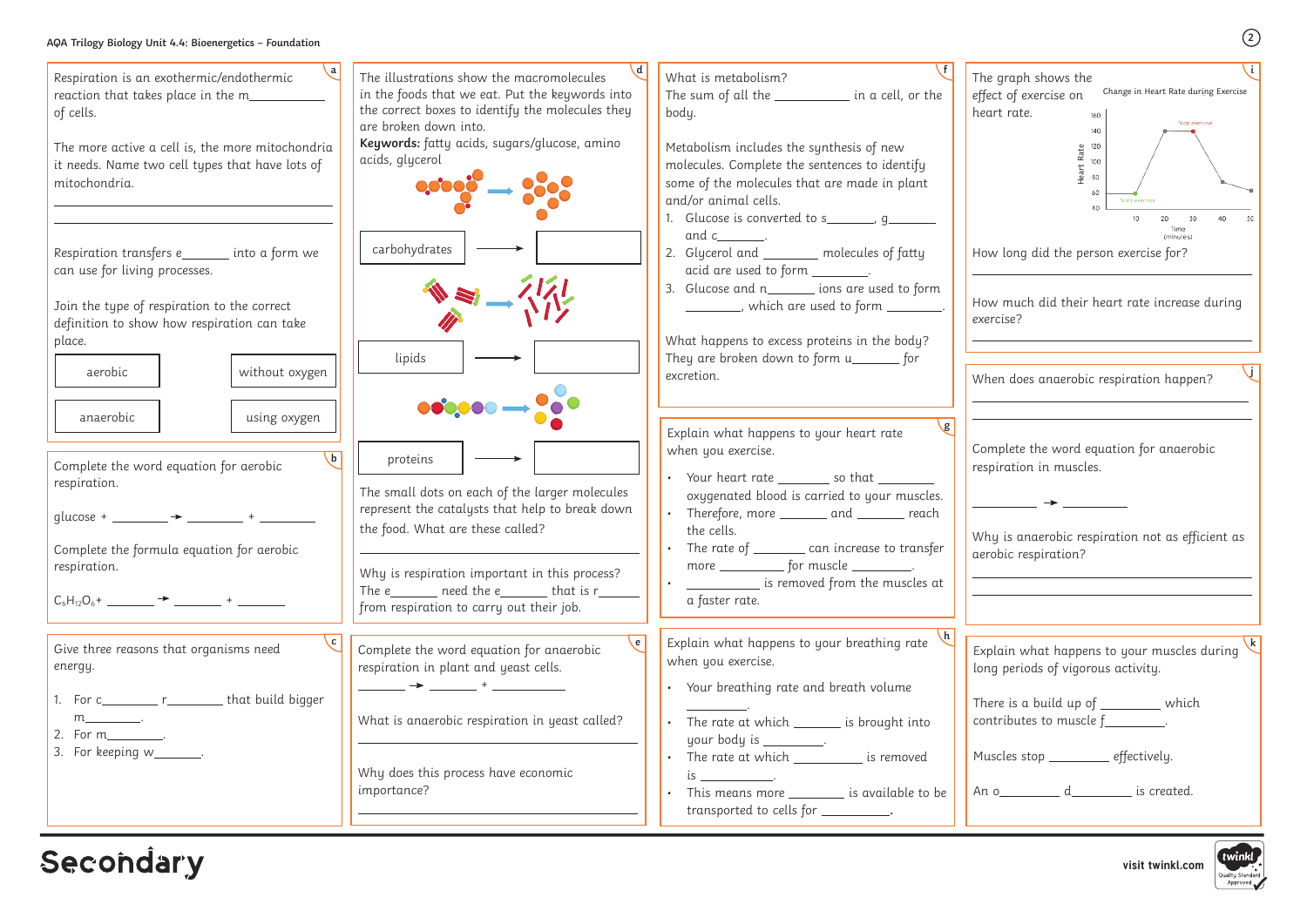AQA Trilogy Biology Unit 4.4: Bioenergetics – Foundation

## a

Respiration is an exothermic/endothermic reaction that takes place in the m__________ of cells.

The more active a cell is, the more mitochondria it needs. Name two cell types that have lots of mitochondria.

______________________________

______________________________

Respiration transfers e_______ into a form we can use for living processes.

Join the type of respiration to the correct definition to show how respiration can take place.

| | |
|---|---|
| aerobic | without oxygen |
| anaerobic | using oxygen |

## b

Complete the word equation for aerobic respiration.

glucose + ________ → ________ + ________

Complete the formula equation for aerobic respiration.

$C_6H_{12}O_6$ + ________ → ________ + ________

## c

Give three reasons that organisms need energy.

1. For c________ r________ that build bigger m________.
2. For m________.
3. For keeping w_______.

## d

The illustrations show the macromolecules in the foods that we eat. Put the keywords into the correct boxes to identify the molecules they are broken down into.

**Keywords:** *fatty acids, sugars/glucose, amino acids, glycerol*

carbohydrates → ________

lipids → ________

proteins → ________

The small dots on each of the larger molecules represent the catalysts that help to break down the food. What are these called?

______________________________

Why is respiration important in this process?

The e_______ need the e_______ that is r_______ from respiration to carry out their job.

## e

Complete the word equation for anaerobic respiration in plant and yeast cells.

________ → ________ + ________

What is anaerobic respiration in yeast called?

______________________________

Why does this process have economic importance?

______________________________

## f

What is metabolism?

The sum of all the ___________ in a cell, or the body.

Metabolism includes the synthesis of new molecules. Complete the sentences to identify some of the molecules that are made in plant and/or animal cells.

1. Glucose is converted to s_______, g_______ and c_______.
2. Glycerol and ________ molecules of fatty acid are used to form ________.
3. Glucose and n_______ ions are used to form ________, which are used to form ________.

What happens to excess proteins in the body?

They are broken down to form u_______ for excretion.

## g

Explain what happens to your heart rate when you exercise.

- Your heart rate ________ so that ________ oxygenated blood is carried to your muscles.
- Therefore, more _______ and _______ reach the cells.
- The rate of _______ can increase to transfer more _________ for muscle _________.
- __________ is removed from the muscles at a faster rate.

## h

Explain what happens to your breathing rate when you exercise.

- Your breathing rate and breath volume ________.
- The rate at which _______ is brought into your body is ________.
- The rate at which __________ is removed is ________.
- This means more ________ is available to be transported to cells for _________.

## i

The graph shows the effect of exercise on heart rate.

Change in Heart Rate during Exercise

How long did the person exercise for?

______________________________

How much did their heart rate increase during exercise?

______________________________

## j

When does anaerobic respiration happen?

______________________________

______________________________

Complete the word equation for anaerobic respiration in muscles.

__________ → __________

Why is anaerobic respiration not as efficient as aerobic respiration?

______________________________

______________________________

## k

Explain what happens to your muscles during long periods of vigorous activity.

There is a build up of _________ which contributes to muscle f_________.

Muscles stop _________ effectively.

An o________ d________ is created.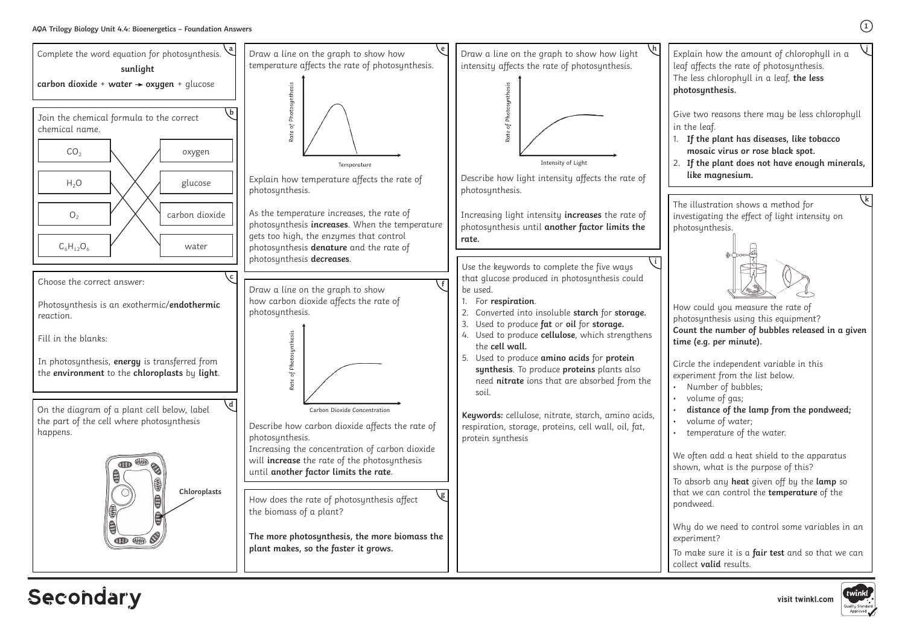## AQA Trilogy Biology Unit 4.4: Bioenergetics – Foundation Answers

**a**

Complete the word equation for photosynthesis.

**sunlight**

**carbon dioxide** + **water** → **oxygen** + glucose

**b**

Join the chemical formula to the correct chemical name.

| Formula | Name |
| --- | --- |
| $CO_2$ | carbon dioxide |
| $H_2O$ | water |
| $O_2$ | oxygen |
| $C_6H_{12}O_6$ | glucose |

**c**

Choose the correct answer:

Photosynthesis is an exothermic/**endothermic** reaction.

Fill in the blanks:

In photosynthesis, **energy** is transferred from the **environment** to the **chloroplasts** by **light**.

**d**

On the diagram of a plant cell below, label the part of the cell where photosynthesis happens.

**Chloroplasts**

**e**

Draw a line on the graph to show how temperature affects the rate of photosynthesis.

Rate of Photosynthesis

Temperature

Explain how temperature affects the rate of photosynthesis.

As the temperature increases, the rate of photosynthesis **increases**. When the temperature gets too high, the enzymes that control photosynthesis **denature** and the rate of photosynthesis **decreases**.

**f**

Draw a line on the graph to show how carbon dioxide affects the rate of photosynthesis.

Rate of Photosynthesis

Carbon Dioxide Concentration

Describe how carbon dioxide affects the rate of photosynthesis.

Increasing the concentration of carbon dioxide will **increase** the rate of the photosynthesis until **another factor limits the rate**.

**g**

How does the rate of photosynthesis affect the biomass of a plant?

**The more photosynthesis, the more biomass the plant makes, so the faster it grows.**

**h**

Draw a line on the graph to show how light intensity affects the rate of photosynthesis.

Rate of Photosynthesis

Intensity of Light

Describe how light intensity affects the rate of photosynthesis.

Increasing light intensity **increases** the rate of photosynthesis until **another factor limits the rate.**

**i**

Use the keywords to complete the five ways that glucose produced in photosynthesis could be used.

1. For **respiration**.
2. Converted into insoluble **starch** for **storage.**
3. Used to produce **fat** or **oil** for **storage.**
4. Used to produce **cellulose**, which strengthens the **cell wall.**
5. Used to produce **amino acids** for **protein synthesis**. To produce **proteins** plants also need **nitrate** ions that are absorbed from the soil.

**Keywords:** cellulose, nitrate, starch, amino acids, respiration, storage, proteins, cell wall, oil, fat, protein synthesis

**j**

Explain how the amount of chlorophyll in a leaf affects the rate of photosynthesis.

The less chlorophyll in a leaf, **the less photosynthesis.**

Give two reasons there may be less chlorophyll in the leaf.

1. **If the plant has diseases, like tobacco mosaic virus or rose black spot.**
2. **If the plant does not have enough minerals, like magnesium.**

**k**

The illustration shows a method for investigating the effect of light intensity on photosynthesis.

How could you measure the rate of photosynthesis using this equipment?

**Count the number of bubbles released in a given time (e.g. per minute).**

Circle the independent variable in this experiment from the list below.

- Number of bubbles;
- volume of gas;
- **distance of the lamp from the pondweed;**
- volume of water;
- temperature of the water.

We often add a heat shield to the apparatus shown, what is the purpose of this?

To absorb any **heat** given off by the **lamp** so that we can control the **temperature** of the pondweed.

Why do we need to control some variables in an experiment?

To make sure it is a **fair test** and so that we can collect **valid** results.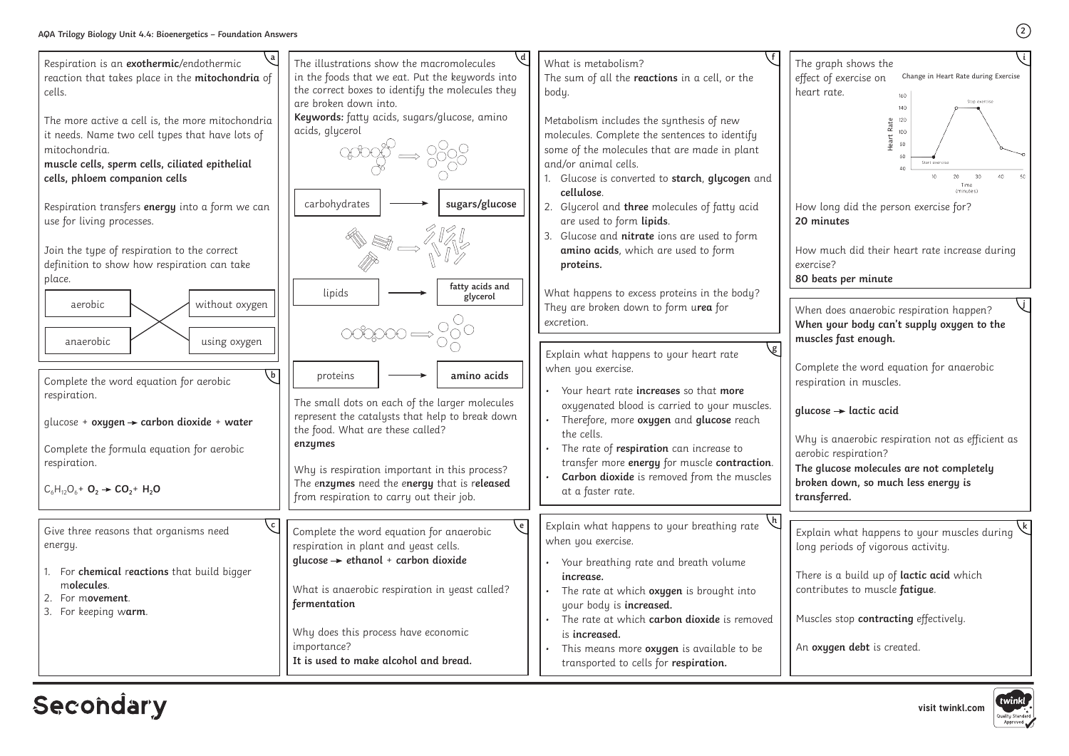## AQA Trilogy Biology Unit 4.4: Bioenergetics – Foundation Answers

### a

Respiration is an **exothermic**/endothermic reaction that takes place in the **mitochondria** of cells.

The more active a cell is, the more mitochondria it needs. Name two cell types that have lots of mitochondria.

**muscle cells, sperm cells, ciliated epithelial cells, phloem companion cells**

Respiration transfers **energy** into a form we can use for living processes.

Join the type of respiration to the correct definition to show how respiration can take place.

aerobic — using oxygen

anaerobic — without oxygen

### b

Complete the word equation for aerobic respiration.

glucose + **oxygen** → **carbon dioxide** + **water**

Complete the formula equation for aerobic respiration.

$C_6H_{12}O_6$ + $O_2$ → $CO_2$ + $H_2O$

### c

Give three reasons that organisms need energy.

1. For **chemical** r**eactions** that build bigger m**olecules**.
2. For m**ovement**.
3. For keeping w**arm**.

### d

The illustrations show the macromolecules in the foods that we eat. Put the keywords into the correct boxes to identify the molecules they are broken down into.

**Keywords:** *fatty acids, sugars/glucose, amino acids, glycerol*

carbohydrates → **sugars/glucose**

lipids → **fatty acids and glycerol**

proteins → **amino acids**

The small dots on each of the larger molecules represent the catalysts that help to break down the food. What are these called?

**enzymes**

Why is respiration important in this process?

The e**nzymes** need the e**nergy** that is r**eleased** from respiration to carry out their job.

### e

Complete the word equation for anaerobic respiration in plant and yeast cells.

**glucose → ethanol** + **carbon dioxide**

What is anaerobic respiration in yeast called?

**fermentation**

Why does this process have economic importance?

**It is used to make alcohol and bread.**

### f

What is metabolism?

The sum of all the **reactions** in a cell, or the body.

Metabolism includes the synthesis of new molecules. Complete the sentences to identify some of the molecules that are made in plant and/or animal cells.

1. Glucose is converted to **starch**, **glycogen** and **cellulose**.
2. Glycerol and **three** molecules of fatty acid are used to form **lipids**.
3. Glucose and **nitrate** ions are used to form **amino acids**, which are used to form **proteins.**

What happens to excess proteins in the body?

They are broken down to form u**rea** for excretion.

### g

Explain what happens to your heart rate when you exercise.

- Your heart rate **increases** so that **more** oxygenated blood is carried to your muscles.
- Therefore, more **oxygen** and **glucose** reach the cells.
- The rate of **respiration** can increase to transfer more **energy** for muscle **contraction**.
- **Carbon dioxide** is removed from the muscles at a faster rate.

### h

Explain what happens to your breathing rate when you exercise.

- Your breathing rate and breath volume **increase.**
- The rate at which **oxygen** is brought into your body is **increased.**
- The rate at which **carbon dioxide** is removed is **increased.**
- This means more **oxygen** is available to be transported to cells for **respiration.**

### i

The graph shows the effect of exercise on heart rate.

Change in Heart Rate during Exercise

Heart Rate

160
140
120
100
80
60
40

Time (minutes)

10 20 30 40 50

Start exercise

Stop exercise

How long did the person exercise for?

**20 minutes**

How much did their heart rate increase during exercise?

**80 beats per minute**

### j

When does anaerobic respiration happen?

**When your body can't supply oxygen to the muscles fast enough.**

Complete the word equation for anaerobic respiration in muscles.

**glucose → lactic acid**

Why is anaerobic respiration not as efficient as aerobic respiration?

**The glucose molecules are not completely broken down, so much less energy is transferred.**

### k

Explain what happens to your muscles during long periods of vigorous activity.

There is a build up of **lactic acid** which contributes to muscle **fatigue**.

Muscles stop **contracting** effectively.

An **oxygen debt** is created.